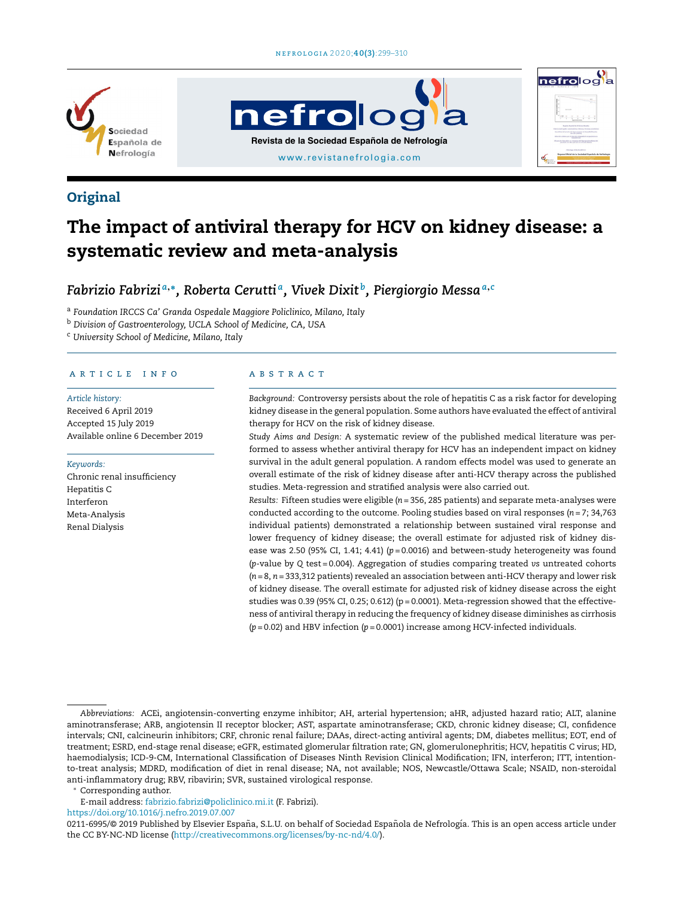Original

# The impact of antiviral therapy for HCV on kidney disease: a systematic review and meta-analysis

*Fabrizio Fabrizi* [a,*], *Roberta Cerutti* [a], *Vivek Dixit* [b], *Piergiorgio Messa* [a,c]

[a] *Foundation IRCCS Ca' Granda Ospedale Maggiore Policlinico, Milano, Italy*
[b] *Division of Gastroenterology, UCLA School of Medicine, CA, USA*
[c] *University School of Medicine, Milano, Italy*

## ARTICLE INFO

*Article history:*
Received 6 April 2019
Accepted 15 July 2019
Available online 6 December 2019

*Keywords:*
Chronic renal insufficiency
Hepatitis C
Interferon
Meta-Analysis
Renal Dialysis

## ABSTRACT

*Background:* Controversy persists about the role of hepatitis C as a risk factor for developing kidney disease in the general population. Some authors have evaluated the effect of antiviral therapy for HCV on the risk of kidney disease.

*Study Aims and Design:* A systematic review of the published medical literature was performed to assess whether antiviral therapy for HCV has an independent impact on kidney survival in the adult general population. A random effects model was used to generate an overall estimate of the risk of kidney disease after anti-HCV therapy across the published studies. Meta-regression and stratified analysis were also carried out.

*Results:* Fifteen studies were eligible ($n = 356, 285$ patients) and separate meta-analyses were conducted according to the outcome. Pooling studies based on viral responses ($n = 7$; 34,763 individual patients) demonstrated a relationship between sustained viral response and lower frequency of kidney disease; the overall estimate for adjusted risk of kidney disease was 2.50 (95% CI, 1.41; 4.41) ($p = 0.0016$) and between-study heterogeneity was found ($p$-value by Q test = 0.004). Aggregation of studies comparing treated *vs* untreated cohorts ($n = 8$, $n = 333{,}312$ patients) revealed an association between anti-HCV therapy and lower risk of kidney disease. The overall estimate for adjusted risk of kidney disease across the eight studies was 0.39 (95% CI, 0.25; 0.612) ($p = 0.0001$). Meta-regression showed that the effectiveness of antiviral therapy in reducing the frequency of kidney disease diminishes as cirrhosis ($p = 0.02$) and HBV infection ($p = 0.0001$) increase among HCV-infected individuals.

*Abbreviations:* ACEi, angiotensin-converting enzyme inhibitor; AH, arterial hypertension; aHR, adjusted hazard ratio; ALT, alanine aminotransferase; ARB, angiotensin II receptor blocker; AST, aspartate aminotransferase; CKD, chronic kidney disease; CI, confidence intervals; CNI, calcineurin inhibitors; CRF, chronic renal failure; DAAs, direct-acting antiviral agents; DM, diabetes mellitus; EOT, end of treatment; ESRD, end-stage renal disease; eGFR, estimated glomerular filtration rate; GN, glomerulonephritis; HCV, hepatitis C virus; HD, haemodialysis; ICD-9-CM, International Classification of Diseases Ninth Revision Clinical Modification; IFN, interferon; ITT, intention-to-treat analysis; MDRD, modification of diet in renal disease; NA, not available; NOS, Newcastle/Ottawa Scale; NSAID, non-steroidal anti-inflammatory drug; RBV, ribavirin; SVR, sustained virological response.

* Corresponding author.
E-mail address: fabrizio.fabrizi@policlinico.mi.it (F. Fabrizi).

https://doi.org/10.1016/j.nefro.2019.07.007

0211-6995/© 2019 Published by Elsevier España, S.L.U. on behalf of Sociedad Española de Nefrología. This is an open access article under the CC BY-NC-ND license (http://creativecommons.org/licenses/by-nc-nd/4.0/).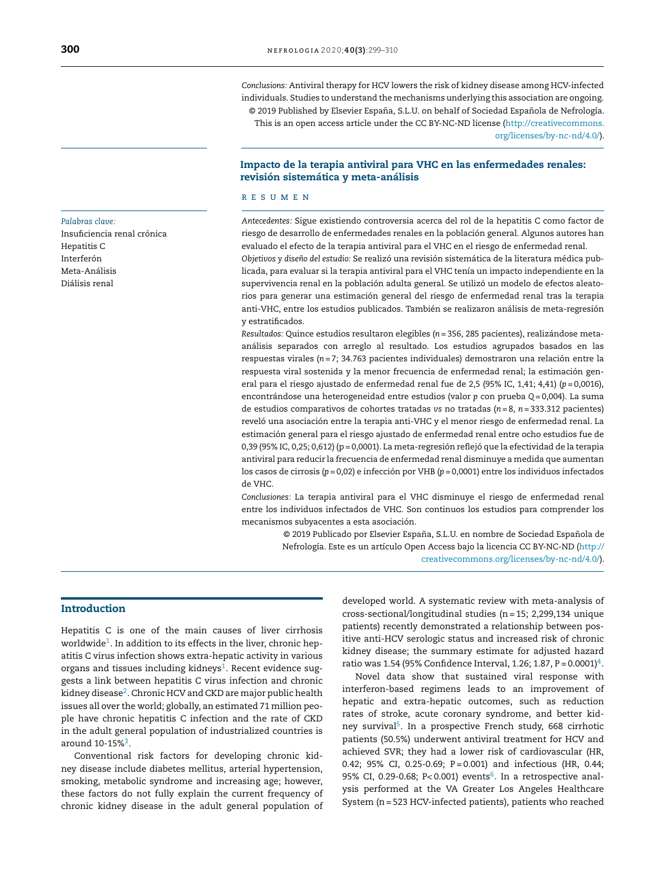*Conclusions:* Antiviral therapy for HCV lowers the risk of kidney disease among HCV-infected individuals. Studies to understand the mechanisms underlying this association are ongoing.

© 2019 Published by Elsevier España, S.L.U. on behalf of Sociedad Española de Nefrología. This is an open access article under the CC BY-NC-ND license (http://creativecommons.org/licenses/by-nc-nd/4.0/).

## Impacto de la terapia antiviral para VHC en las enfermedades renales: revisión sistemática y meta-análisis

*Palabras clave:*
Insuficiencia renal crónica
Hepatitis C
Interferón
Meta-Análisis
Diálisis renal

### RESUMEN

*Antecedentes:* Sigue existiendo controversia acerca del rol de la hepatitis C como factor de riesgo de desarrollo de enfermedades renales en la población general. Algunos autores han evaluado el efecto de la terapia antiviral para el VHC en el riesgo de enfermedad renal.

*Objetivos y diseño del estudio:* Se realizó una revisión sistemática de la literatura médica publicada, para evaluar si la terapia antiviral para el VHC tenía un impacto independiente en la supervivencia renal en la población adulta general. Se utilizó un modelo de efectos aleatorios para generar una estimación general del riesgo de enfermedad renal tras la terapia anti-VHC, entre los estudios publicados. También se realizaron análisis de meta-regresión y estratificados.

*Resultados:* Quince estudios resultaron elegibles (*n* = 356, 285 pacientes), realizándose meta-análisis separados con arreglo al resultado. Los estudios agrupados basados en las respuestas virales (*n* = 7; 34.763 pacientes individuales) demostraron una relación entre la respuesta viral sostenida y la menor frecuencia de enfermedad renal; la estimación general para el riesgo ajustado de enfermedad renal fue de 2,5 (95% IC, 1,41; 4,41) (*p* = 0,0016), encontrándose una heterogeneidad entre estudios (valor *p* con prueba *Q* = 0,004). La suma de estudios comparativos de cohortes tratadas *vs* no tratadas (*n* = 8, *n* = 333.312 pacientes) reveló una asociación entre la terapia anti-VHC y el menor riesgo de enfermedad renal. La estimación general para el riesgo ajustado de enfermedad renal entre ocho estudios fue de 0,39 (95% IC, 0,25; 0,612) (p = 0,0001). La meta-regresión reflejó que la efectividad de la terapia antiviral para reducir la frecuencia de enfermedad renal disminuye a medida que aumentan los casos de cirrosis (*p* = 0,02) e infección por VHB (*p* = 0,0001) entre los individuos infectados de VHC.

*Conclusiones:* La terapia antiviral para el VHC disminuye el riesgo de enfermedad renal entre los individuos infectados de VHC. Son continuos los estudios para comprender los mecanismos subyacentes a esta asociación.

© 2019 Publicado por Elsevier España, S.L.U. en nombre de Sociedad Española de Nefrología. Este es un artículo Open Access bajo la licencia CC BY-NC-ND (http://creativecommons.org/licenses/by-nc-nd/4.0/).

## Introduction

Hepatitis C is one of the main causes of liver cirrhosis worldwide[1]. In addition to its effects in the liver, chronic hepatitis C virus infection shows extra-hepatic activity in various organs and tissues including kidneys[1]. Recent evidence suggests a link between hepatitis C virus infection and chronic kidney disease[2]. Chronic HCV and CKD are major public health issues all over the world; globally, an estimated 71 million people have chronic hepatitis C infection and the rate of CKD in the adult general population of industrialized countries is around 10-15%[3].

Conventional risk factors for developing chronic kidney disease include diabetes mellitus, arterial hypertension, smoking, metabolic syndrome and increasing age; however, these factors do not fully explain the current frequency of chronic kidney disease in the adult general population of developed world. A systematic review with meta-analysis of cross-sectional/longitudinal studies (n = 15; 2,299,134 unique patients) recently demonstrated a relationship between positive anti-HCV serologic status and increased risk of chronic kidney disease; the summary estimate for adjusted hazard ratio was 1.54 (95% Confidence Interval, 1.26; 1.87, P = 0.0001)[4].

Novel data show that sustained viral response with interferon-based regimens leads to an improvement of hepatic and extra-hepatic outcomes, such as reduction rates of stroke, acute coronary syndrome, and better kidney survival[5]. In a prospective French study, 668 cirrhotic patients (50.5%) underwent antiviral treatment for HCV and achieved SVR; they had a lower risk of cardiovascular (HR, 0.42; 95% CI, 0.25-0.69; P = 0.001) and infectious (HR, 0.44; 95% CI, 0.29-0.68; P < 0.001) events[6]. In a retrospective analysis performed at the VA Greater Los Angeles Healthcare System (n = 523 HCV-infected patients), patients who reached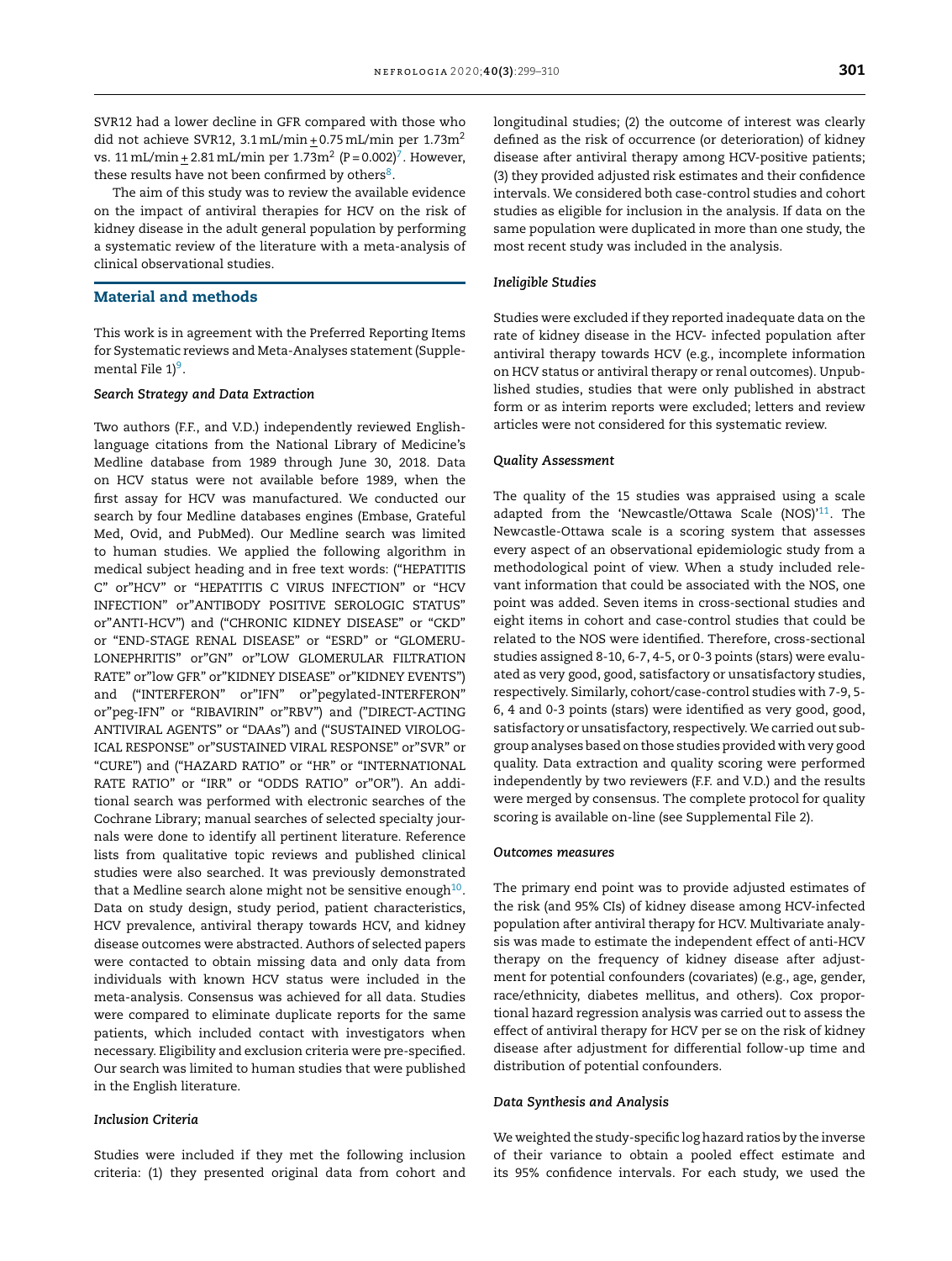SVR12 had a lower decline in GFR compared with those who did not achieve SVR12, 3.1 mL/min ± 0.75 mL/min per 1.73m$^2$ vs. 11 mL/min ± 2.81 mL/min per 1.73m$^2$ (P = 0.002)[7]. However, these results have not been confirmed by others[8].

The aim of this study was to review the available evidence on the impact of antiviral therapies for HCV on the risk of kidney disease in the adult general population by performing a systematic review of the literature with a meta-analysis of clinical observational studies.

## Material and methods

This work is in agreement with the Preferred Reporting Items for Systematic reviews and Meta-Analyses statement (Supplemental File 1)[9].

### *Search Strategy and Data Extraction*

Two authors (F.F., and V.D.) independently reviewed English-language citations from the National Library of Medicine's Medline database from 1989 through June 30, 2018. Data on HCV status were not available before 1989, when the first assay for HCV was manufactured. We conducted our search by four Medline databases engines (Embase, Grateful Med, Ovid, and PubMed). Our Medline search was limited to human studies. We applied the following algorithm in medical subject heading and in free text words: ("HEPATITIS C" or"HCV" or "HEPATITIS C VIRUS INFECTION" or "HCV INFECTION" or"ANTIBODY POSITIVE SEROLOGIC STATUS" or"ANTI-HCV") and ("CHRONIC KIDNEY DISEASE" or "CKD" or "END-STAGE RENAL DISEASE" or "ESRD" or "GLOMERULONEPHRITIS" or"GN" or"LOW GLOMERULAR FILTRATION RATE" or"low GFR" or"KIDNEY DISEASE" or"KIDNEY EVENTS") and ("INTERFERON" or"IFN" or"pegylated-INTERFERON" or"peg-IFN" or "RIBAVIRIN" or"RBV") and ("DIRECT-ACTING ANTIVIRAL AGENTS" or "DAAs") and ("SUSTAINED VIROLOGICAL RESPONSE" or"SUSTAINED VIRAL RESPONSE" or"SVR" or "CURE") and ("HAZARD RATIO" or "HR" or "INTERNATIONAL RATE RATIO" or "IRR" or "ODDS RATIO" or"OR"). An additional search was performed with electronic searches of the Cochrane Library; manual searches of selected specialty journals were done to identify all pertinent literature. Reference lists from qualitative topic reviews and published clinical studies were also searched. It was previously demonstrated that a Medline search alone might not be sensitive enough[10]. Data on study design, study period, patient characteristics, HCV prevalence, antiviral therapy towards HCV, and kidney disease outcomes were abstracted. Authors of selected papers were contacted to obtain missing data and only data from individuals with known HCV status were included in the meta-analysis. Consensus was achieved for all data. Studies were compared to eliminate duplicate reports for the same patients, which included contact with investigators when necessary. Eligibility and exclusion criteria were pre-specified. Our search was limited to human studies that were published in the English literature.

### *Inclusion Criteria*

Studies were included if they met the following inclusion criteria: (1) they presented original data from cohort and longitudinal studies; (2) the outcome of interest was clearly defined as the risk of occurrence (or deterioration) of kidney disease after antiviral therapy among HCV-positive patients; (3) they provided adjusted risk estimates and their confidence intervals. We considered both case-control studies and cohort studies as eligible for inclusion in the analysis. If data on the same population were duplicated in more than one study, the most recent study was included in the analysis.

### *Ineligible Studies*

Studies were excluded if they reported inadequate data on the rate of kidney disease in the HCV- infected population after antiviral therapy towards HCV (e.g., incomplete information on HCV status or antiviral therapy or renal outcomes). Unpublished studies, studies that were only published in abstract form or as interim reports were excluded; letters and review articles were not considered for this systematic review.

### *Quality Assessment*

The quality of the 15 studies was appraised using a scale adapted from the 'Newcastle/Ottawa Scale (NOS)'[11]. The Newcastle-Ottawa scale is a scoring system that assesses every aspect of an observational epidemiologic study from a methodological point of view. When a study included relevant information that could be associated with the NOS, one point was added. Seven items in cross-sectional studies and eight items in cohort and case-control studies that could be related to the NOS were identified. Therefore, cross-sectional studies assigned 8-10, 6-7, 4-5, or 0-3 points (stars) were evaluated as very good, good, satisfactory or unsatisfactory studies, respectively. Similarly, cohort/case-control studies with 7-9, 5-6, 4 and 0-3 points (stars) were identified as very good, good, satisfactory or unsatisfactory, respectively. We carried out subgroup analyses based on those studies provided with very good quality. Data extraction and quality scoring were performed independently by two reviewers (F.F. and V.D.) and the results were merged by consensus. The complete protocol for quality scoring is available on-line (see Supplemental File 2).

### *Outcomes measures*

The primary end point was to provide adjusted estimates of the risk (and 95% CIs) of kidney disease among HCV-infected population after antiviral therapy for HCV. Multivariate analysis was made to estimate the independent effect of anti-HCV therapy on the frequency of kidney disease after adjustment for potential confounders (covariates) (e.g., age, gender, race/ethnicity, diabetes mellitus, and others). Cox proportional hazard regression analysis was carried out to assess the effect of antiviral therapy for HCV per se on the risk of kidney disease after adjustment for differential follow-up time and distribution of potential confounders.

### *Data Synthesis and Analysis*

We weighted the study-specific log hazard ratios by the inverse of their variance to obtain a pooled effect estimate and its 95% confidence intervals. For each study, we used the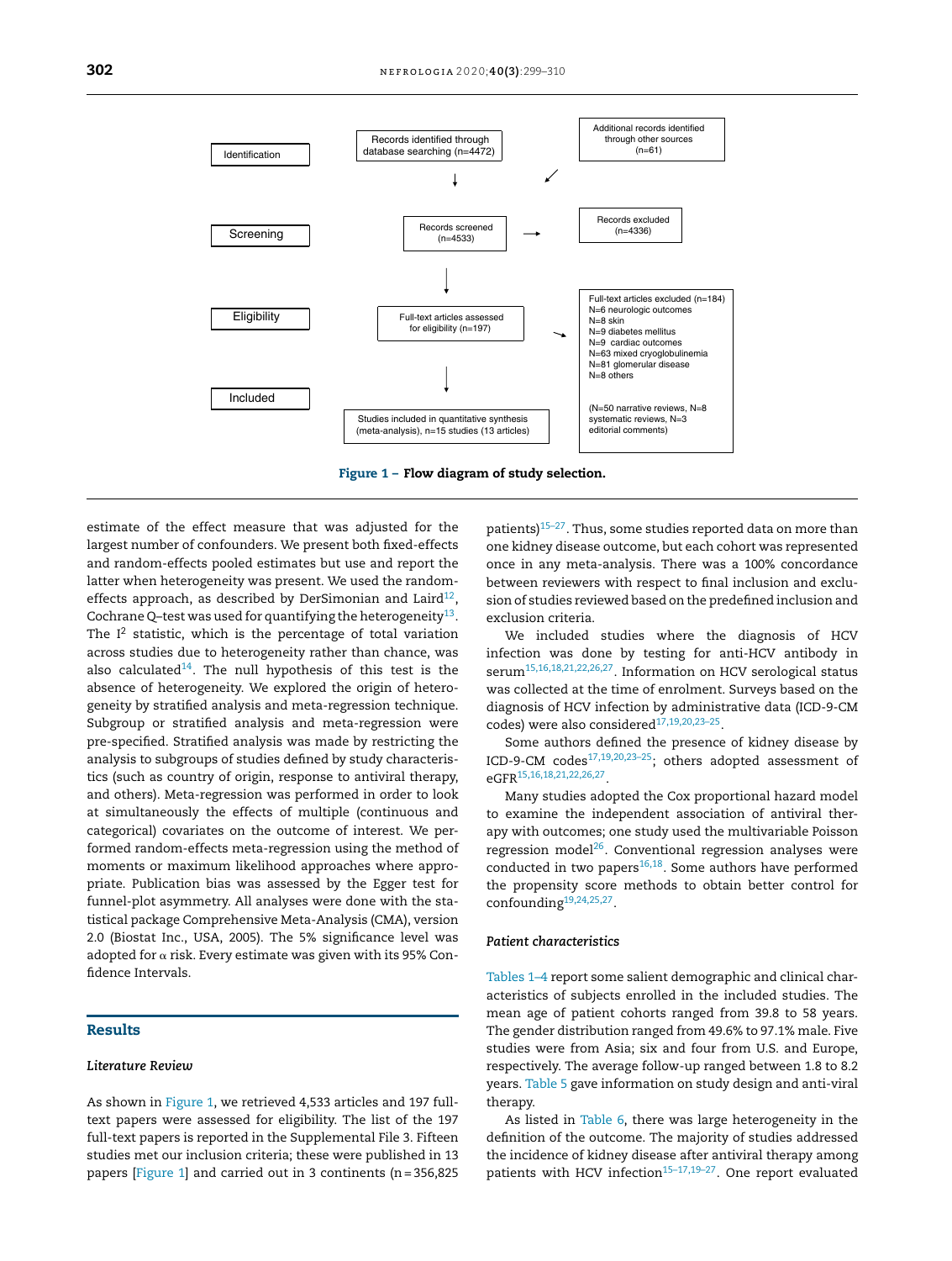Identification | Records identified through database searching (n=4472) | Additional records identified through other sources (n=61)

Screening | Records screened (n=4533) | Records excluded (n=4336)

Eligibility | Full-text articles assessed for eligibility (n=197) | Full-text articles excluded (n=184): N=6 neurologic outcomes; N=8 skin; N=9 diabetes mellitus; N=9 cardiac outcomes; N=63 mixed cryoglobulinemia; N=81 glomerular disease; N=8 others (N=50 narrative reviews, N=8 systematic reviews, N=3 editorial comments)

Included | Studies included in quantitative synthesis (meta-analysis), n=15 studies (13 articles)

**Figure 1 – Flow diagram of study selection.**

estimate of the effect measure that was adjusted for the largest number of confounders. We present both fixed-effects and random-effects pooled estimates but use and report the latter when heterogeneity was present. We used the random-effects approach, as described by DerSimonian and Laird[12], Cochrane Q–test was used for quantifying the heterogeneity[13]. The $I^2$ statistic, which is the percentage of total variation across studies due to heterogeneity rather than chance, was also calculated[14]. The null hypothesis of this test is the absence of heterogeneity. We explored the origin of heterogeneity by stratified analysis and meta-regression technique. Subgroup or stratified analysis and meta-regression were pre-specified. Stratified analysis was made by restricting the analysis to subgroups of studies defined by study characteristics (such as country of origin, response to antiviral therapy, and others). Meta-regression was performed in order to look at simultaneously the effects of multiple (continuous and categorical) covariates on the outcome of interest. We performed random-effects meta-regression using the method of moments or maximum likelihood approaches where appropriate. Publication bias was assessed by the Egger test for funnel-plot asymmetry. All analyses were done with the statistical package Comprehensive Meta-Analysis (CMA), version 2.0 (Biostat Inc., USA, 2005). The 5% significance level was adopted for $\alpha$ risk. Every estimate was given with its 95% Confidence Intervals.

## Results

### *Literature Review*

As shown in Figure 1, we retrieved 4,533 articles and 197 full-text papers were assessed for eligibility. The list of the 197 full-text papers is reported in the Supplemental File 3. Fifteen studies met our inclusion criteria; these were published in 13 papers [Figure 1] and carried out in 3 continents (n = 356,825 patients)[15–27]. Thus, some studies reported data on more than one kidney disease outcome, but each cohort was represented once in any meta-analysis. There was a 100% concordance between reviewers with respect to final inclusion and exclusion of studies reviewed based on the predefined inclusion and exclusion criteria.

We included studies where the diagnosis of HCV infection was done by testing for anti-HCV antibody in serum[15,16,18,21,22,26,27]. Information on HCV serological status was collected at the time of enrolment. Surveys based on the diagnosis of HCV infection by administrative data (ICD-9-CM codes) were also considered[17,19,20,23–25].

Some authors defined the presence of kidney disease by ICD-9-CM codes[17,19,20,23–25]; others adopted assessment of eGFR[15,16,18,21,22,26,27].

Many studies adopted the Cox proportional hazard model to examine the independent association of antiviral therapy with outcomes; one study used the multivariable Poisson regression model[26]. Conventional regression analyses were conducted in two papers[16,18]. Some authors have performed the propensity score methods to obtain better control for confounding[19,24,25,27].

### *Patient characteristics*

Tables 1–4 report some salient demographic and clinical characteristics of subjects enrolled in the included studies. The mean age of patient cohorts ranged from 39.8 to 58 years. The gender distribution ranged from 49.6% to 97.1% male. Five studies were from Asia; six and four from U.S. and Europe, respectively. The average follow-up ranged between 1.8 to 8.2 years. Table 5 gave information on study design and anti-viral therapy.

As listed in Table 6, there was large heterogeneity in the definition of the outcome. The majority of studies addressed the incidence of kidney disease after antiviral therapy among patients with HCV infection[15–17,19–27]. One report evaluated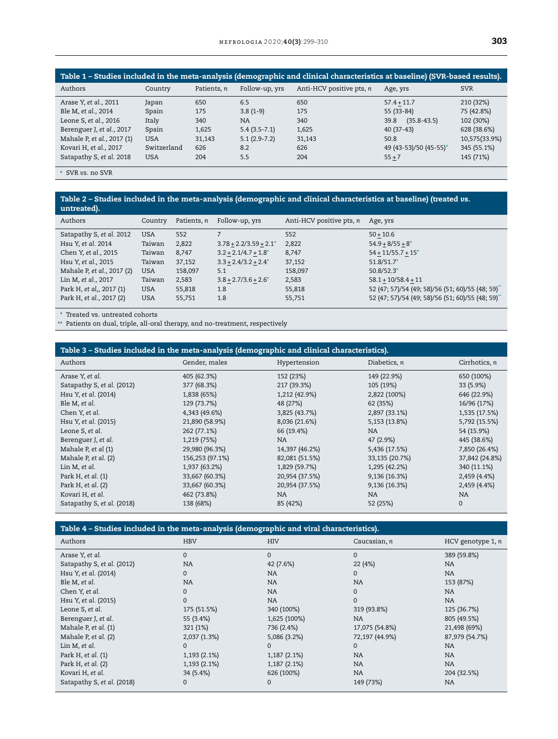**Table 1 – Studies included in the meta-analysis (demographic and clinical characteristics at baseline) (SVR-based results).**

| Authors | Country | Patients, *n* | Follow-up, yrs | Anti-HCV positive pts, *n* | Age, yrs | SVR |
|---|---|---|---|---|---|---|
| Arase Y, *et al.*, 2011 | Japan | 650 | 6.5 | 650 | 57.4 ± 11.7 | 210 (32%) |
| Ble M, *et al.*, 2014 | Spain | 175 | 3.8 (1-9) | 175 | 55 (33-84) | 75 (42.8%) |
| Leone S, *et al.*, 2016 | Italy | 340 | NA | 340 | 39.8 (35.8-43.5) | 102 (30%) |
| Berenguer J, *et al.*, 2017 | Spain | 1,625 | 5.4 (3.5-7.1) | 1,625 | 40 (37-43) | 628 (38.6%) |
| Mahale P, *et al.*, 2017 (1) | USA | 31,143 | 5.1 (2.9-7.2) | 31,143 | 50.8 | 10,575(33.9%) |
| Kovari H, *et al.*, 2017 | Switzerland | 626 | 8.2 | 626 | 49 (43-53)/50 (45-55)* | 345 (55.1%) |
| Satapathy S, *et al.* 2018 | USA | 204 | 5.5 | 204 | 55 ± 7 | 145 (71%) |

* SVR *vs.* no SVR

**Table 2 – Studies included in the meta-analysis (demographic and clinical characteristics at baseline) (treated *vs.* untreated).**

| Authors | Country | Patients, *n* | Follow-up, yrs | Anti-HCV positive pts, *n* | Age, yrs |
|---|---|---|---|---|---|
| Satapathy S, *et al.* 2012 | USA | 552 | 7 | 552 | 50 ± 10.6 |
| Hsu Y, *et al.* 2014 | Taiwan | 2,822 | 3.78 ± 2.2/3.59 ± 2.1* | 2,822 | 54.9 ± 8/55 ± 8* |
| Chen Y, *et al.*, 2015 | Taiwan | 8,747 | 3.2 ± 2.1/4.7 ± 1.8* | 8,747 | 54 ± 11/55.7 ± 15* |
| Hsu Y, *et al.*, 2015 | Taiwan | 37,152 | 3.3 ± 2.4/3.2 ± 2.4* | 37,152 | 51.8/51.7* |
| Mahale P, *et al.*, 2017 (2) | USA | 158,097 | 5.1 | 158,097 | 50.8/52.3* |
| Lin M, *et al.*, 2017 | Taiwan | 2,583 | 3.8 ± 2.7/3.6 ± 2.6* | 2,583 | 58.1 ± 10/58.4 ± 11 |
| Park H, *et al*,, 2017 (1) | USA | 55,818 | 1.8 | 55,818 | 52 (47; 57)/54 (49; 58)/56 (51; 60)/55 (48; 59)** |
| Park H, *et al.*, 2017 (2) | USA | 55,751 | 1.8 | 55,751 | 52 (47; 57)/54 (49; 58)/56 (51; 60)/55 (48; 59)** |

* Treated vs. untreated cohorts
** Patients on dual, triple, all-oral therapy, and no-treatment, respectively

**Table 3 – Studies included in the meta-analysis (demographic and clinical characteristics).**

| Authors | Gender, males | Hypertension | Diabetics, *n* | Cirrhotics, *n* |
|---|---|---|---|---|
| Arase Y, *et al.* | 405 (62.3%) | 152 (23%) | 149 (22.9%) | 650 (100%) |
| Satapathy S, *et al.* (2012) | 377 (68.3%) | 217 (39.3%) | 105 (19%) | 33 (5.9%) |
| Hsu Y, *et al.* (2014) | 1,838 (65%) | 1,212 (42.9%) | 2,822 (100%) | 646 (22.9%) |
| Ble M, *et al.* | 129 (73.7%) | 48 (27%) | 62 (35%) | 16/96 (17%) |
| Chen Y, *et al.* | 4,343 (49.6%) | 3,825 (43.7%) | 2,897 (33.1%) | 1,535 (17.5%) |
| Hsu Y, *et al.* (2015) | 21,890 (58.9%) | 8,036 (21.6%) | 5,153 (13.8%) | 5,792 (15.5%) |
| Leone S, *et al.* | 262 (77.1%) | 66 (19.4%) | NA | 54 (15.9%) |
| Berenguer J, *et al.* | 1,219 (75%) | NA | 47 (2.9%) | 445 (38.6%) |
| Mahale P, *et al* (1) | 29,980 (96.3%) | 14,397 (46.2%) | 5,436 (17.5%) | 7,850 (26.4%) |
| Mahale P, *et al.* (2) | 156,253 (97.1%) | 82,081 (51.5%) | 33,135 (20.7%) | 37,842 (24.8%) |
| Lin M, *et al.* | 1,937 (63.2%) | 1,829 (59.7%) | 1,295 (42.2%) | 340 (11.1%) |
| Park H, *et al.* (1) | 33,667 (60.3%) | 20,954 (37.5%) | 9,136 (16.3%) | 2,459 (4.4%) |
| Park H, *et al.* (2) | 33,667 (60.3%) | 20,954 (37.5%) | 9,136 (16.3%) | 2,459 (4.4%) |
| Kovari H, *et al.* | 462 (73.8%) | NA | NA | NA |
| Satapathy S, *et al.* (2018) | 138 (68%) | 85 (42%) | 52 (25%) | 0 |

**Table 4 – Studies included in the meta-analysis (demographic and viral characteristics).**

| Authors | HBV | HIV | Caucasian, *n* | HCV genotype 1, *n* |
|---|---|---|---|---|
| Arase Y, *et al.* | 0 | 0 | 0 | 389 (59.8%) |
| Satapathy S, *et al.* (2012) | NA | 42 (7.6%) | 22 (4%) | NA |
| Hsu Y, *et al.* (2014) | 0 | NA | 0 | NA |
| Ble M, *et al.* | NA | NA | NA | 153 (87%) |
| Chen Y, *et al.* | 0 | NA | 0 | NA |
| Hsu Y, *et al.* (2015) | 0 | NA | 0 | NA |
| Leone S, *et al.* | 175 (51.5%) | 340 (100%) | 319 (93.8%) | 125 (36.7%) |
| Berenguer J, *et al.* | 55 (3.4%) | 1,625 (100%) | NA | 805 (49.5%) |
| Mahale P, *et al.* (1) | 321 (1%) | 736 (2.4%) | 17,075 (54.8%) | 21,498 (69%) |
| Mahale P, *et al.* (2) | 2,037 (1.3%) | 5,086 (3.2%) | 72,197 (44.9%) | 87,979 (54.7%) |
| Lin M, *et al.* | 0 | 0 | 0 | NA |
| Park H, *et al.* (1) | 1,193 (2.1%) | 1,187 (2.1%) | NA | NA |
| Park H, *et al.* (2) | 1,193 (2.1%) | 1,187 (2.1%) | NA | NA |
| Kovari H, *et al.* | 34 (5.4%) | 626 (100%) | NA | 204 (32.5%) |
| Satapathy S, *et al.* (2018) | 0 | 0 | 149 (73%) | NA |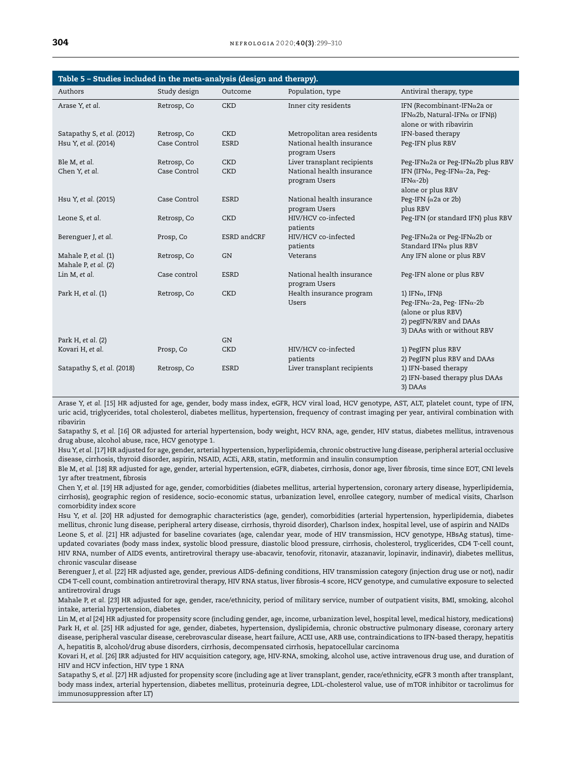**Table 5 – Studies included in the meta-analysis (design and therapy).**

| Authors | Study design | Outcome | Population, type | Antiviral therapy, type |
|---|---|---|---|---|
| Arase Y, *et al.* | Retrosp, Co | CKD | Inner city residents | IFN (Recombinant-IFNα2a or IFNα2b, Natural-IFNα or IFNβ) alone or with ribavirin |
| Satapathy S, *et al.* (2012) | Retrosp, Co | CKD | Metropolitan area residents | IFN-based therapy |
| Hsu Y, *et al.* (2014) | Case Control | ESRD | National health insurance program Users | Peg-IFN plus RBV |
| Ble M, *et al.* | Retrosp, Co | CKD | Liver transplant recipients | Peg-IFNα2a or Peg-IFNα2b plus RBV |
| Chen Y, *et al.* | Case Control | CKD | National health insurance program Users | IFN (IFNα, Peg-IFNα-2a, Peg-IFNα-2b) alone or plus RBV |
| Hsu Y, *et al.* (2015) | Case Control | ESRD | National health insurance program Users | Peg-IFN (α2a or 2b) plus RBV |
| Leone S, *et al.* | Retrosp, Co | CKD | HIV/HCV co-infected patients | Peg-IFN (or standard IFN) plus RBV |
| Berenguer J, *et al.* | Prosp, Co | ESRD andCRF | HIV/HCV co-infected patients | Peg-IFNα2a or Peg-IFNα2b or Standard IFNα plus RBV |
| Mahale P, *et al.* (1)<br>Mahale P, *et al.* (2) | Retrosp, Co | GN | Veterans | Any IFN alone or plus RBV |
| Lin M, *et al.* | Case control | ESRD | National health insurance program Users | Peg-IFN alone or plus RBV |
| Park H, *et al.* (1) | Retrosp, Co | CKD | Health insurance program Users | 1) IFNα, IFNβ Peg-IFNα-2a, Peg- IFNα-2b (alone or plus RBV)<br>2) pegIFN/RBV and DAAs<br>3) DAAs with or without RBV |
| Park H, *et al.* (2) | | GN | | |
| Kovari H, *et al.* | Prosp, Co | CKD | HIV/HCV co-infected patients | 1) PegIFN plus RBV<br>2) PegIFN plus RBV and DAAs |
| Satapathy S, *et al.* (2018) | Retrosp, Co | ESRD | Liver transplant recipients | 1) IFN-based therapy<br>2) IFN-based therapy plus DAAs<br>3) DAAs |

Arase Y, *et al.* [15] HR adjusted for age, gender, body mass index, eGFR, HCV viral load, HCV genotype, AST, ALT, platelet count, type of IFN, uric acid, triglycerides, total cholesterol, diabetes mellitus, hypertension, frequency of contrast imaging per year, antiviral combination with ribavirin

Satapathy S, *et al.* [16] OR adjusted for arterial hypertension, body weight, HCV RNA, age, gender, HIV status, diabetes mellitus, intravenous drug abuse, alcohol abuse, race, HCV genotype 1.

Hsu Y, *et al.* [17] HR adjusted for age, gender, arterial hypertension, hyperlipidemia, chronic obstructive lung disease, peripheral arterial occlusive disease, cirrhosis, thyroid disorder, aspirin, NSAID, ACEi, ARB, statin, metformin and insulin consumption

Ble M, *et al.* [18] RR adjusted for age, gender, arterial hypertension, eGFR, diabetes, cirrhosis, donor age, liver fibrosis, time since EOT, CNI levels 1yr after treatment, fibrosis

Chen Y, *et al.* [19] HR adjusted for age, gender, comorbidities (diabetes mellitus, arterial hypertension, coronary artery disease, hyperlipidemia, cirrhosis), geographic region of residence, socio-economic status, urbanization level, enrollee category, number of medical visits, Charlson comorbidity index score

Hsu Y, *et al.* [20] HR adjusted for demographic characteristics (age, gender), comorbidities (arterial hypertension, hyperlipidemia, diabetes mellitus, chronic lung disease, peripheral artery disease, cirrhosis, thyroid disorder), Charlson index, hospital level, use of aspirin and NAIDs

Leone S, *et al.* [21] HR adjusted for baseline covariates (age, calendar year, mode of HIV transmission, HCV genotype, HBsAg status), time-updated covariates (body mass index, systolic blood pressure, diastolic blood pressure, cirrhosis, cholesterol, tryglicerides, CD4 T-cell count, HIV RNA, number of AIDS events, antiretroviral therapy use-abacavir, tenofovir, ritonavir, atazanavir, lopinavir, indinavir), diabetes mellitus, chronic vascular disease

Berenguer J, *et al.* [22] HR adjusted age, gender, previous AIDS-defining conditions, HIV transmission category (injection drug use or not), nadir CD4 T-cell count, combination antiretroviral therapy, HIV RNA status, liver fibrosis-4 score, HCV genotype, and cumulative exposure to selected antiretroviral drugs

Mahale P, *et al.* [23] HR adjusted for age, gender, race/ethnicity, period of military service, number of outpatient visits, BMI, smoking, alcohol intake, arterial hypertension, diabetes

Lin M, *et al* [24] HR adjusted for propensity score (including gender, age, income, urbanization level, hospital level, medical history, medications)

Park H, *et al.* [25] HR adjusted for age, gender, diabetes, hypertension, dyslipidemia, chronic obstructive pulmonary disease, coronary artery disease, peripheral vascular disease, cerebrovascular disease, heart failure, ACEI use, ARB use, contraindications to IFN-based therapy, hepatitis A, hepatitis B, alcohol/drug abuse disorders, cirrhosis, decompensated cirrhosis, hepatocellular carcinoma

Kovari H, *et al.* [26] IRR adjusted for HIV acquisition category, age, HIV-RNA, smoking, alcohol use, active intravenous drug use, and duration of HIV and HCV infection, HIV type 1 RNA

Satapathy S, *et al.* [27] HR adjusted for propensity score (including age at liver transplant, gender, race/ethnicity, eGFR 3 month after transplant, body mass index, arterial hypertension, diabetes mellitus, proteinuria degree, LDL-cholesterol value, use of mTOR inhibitor or tacrolimus for immunosuppression after LT)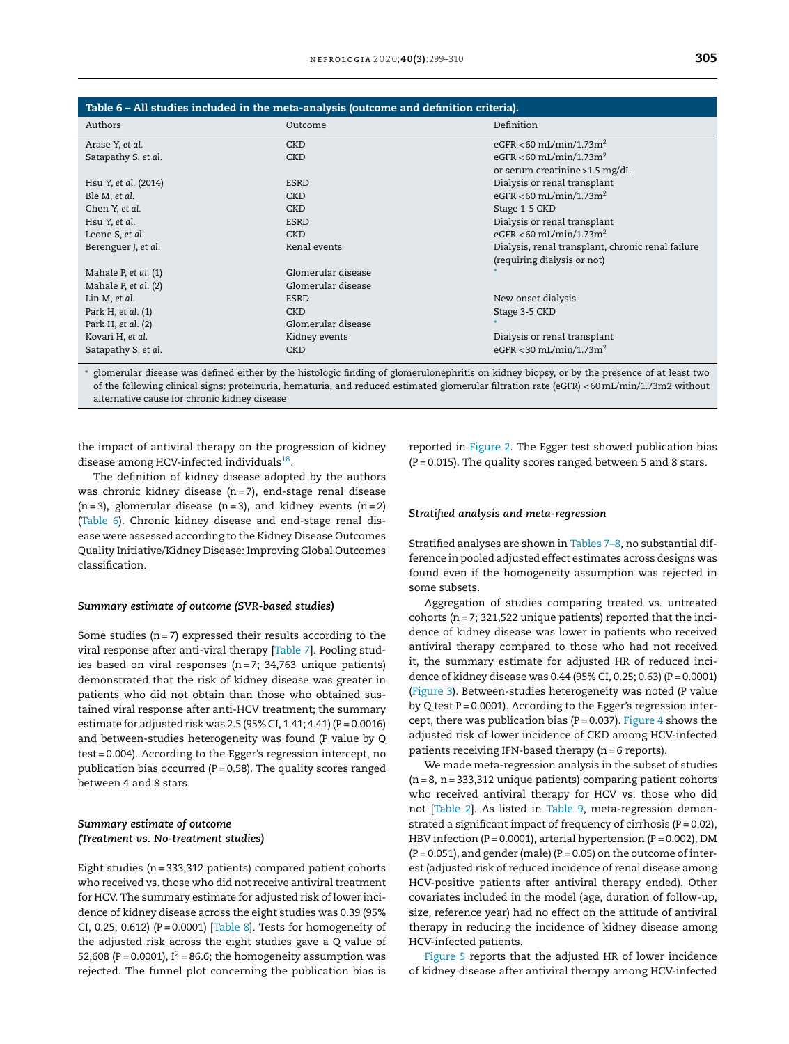**Table 6 – All studies included in the meta-analysis (outcome and definition criteria).**

| Authors | Outcome | Definition |
|---|---|---|
| Arase Y, *et al.* | CKD | eGFR < 60 mL/min/1.73m$^2$ |
| Satapathy S, *et al.* | CKD | eGFR < 60 mL/min/1.73m$^2$ or serum creatinine > 1.5 mg/dL |
| Hsu Y, *et al.* (2014) | ESRD | Dialysis or renal transplant |
| Ble M, *et al.* | CKD | eGFR < 60 mL/min/1.73m$^2$ |
| Chen Y, *et al.* | CKD | Stage 1-5 CKD |
| Hsu Y, *et al.* | ESRD | Dialysis or renal transplant |
| Leone S, *et al.* | CKD | eGFR < 60 mL/min/1.73m$^2$ |
| Berenguer J, *et al.* | Renal events | Dialysis, renal transplant, chronic renal failure (requiring dialysis or not) |
| Mahale P, *et al.* (1) | Glomerular disease | * |
| Mahale P, *et al.* (2) | Glomerular disease | |
| Lin M, *et al.* | ESRD | New onset dialysis |
| Park H, *et al.* (1) | CKD | Stage 3-5 CKD |
| Park H, *et al.* (2) | Glomerular disease | * |
| Kovari H, *et al.* | Kidney events | Dialysis or renal transplant |
| Satapathy S, *et al.* | CKD | eGFR < 30 mL/min/1.73m$^2$ |

* glomerular disease was defined either by the histologic finding of glomerulonephritis on kidney biopsy, or by the presence of at least two of the following clinical signs: proteinuria, hematuria, and reduced estimated glomerular filtration rate (eGFR) < 60 mL/min/1.73m2 without alternative cause for chronic kidney disease

the impact of antiviral therapy on the progression of kidney disease among HCV-infected individuals[18].

The definition of kidney disease adopted by the authors was chronic kidney disease (n = 7), end-stage renal disease (n = 3), glomerular disease (n = 3), and kidney events (n = 2) (Table 6). Chronic kidney disease and end-stage renal disease were assessed according to the Kidney Disease Outcomes Quality Initiative/Kidney Disease: Improving Global Outcomes classification.

### *Summary estimate of outcome (SVR-based studies)*

Some studies (n = 7) expressed their results according to the viral response after anti-viral therapy [Table 7]. Pooling studies based on viral responses (n = 7; 34,763 unique patients) demonstrated that the risk of kidney disease was greater in patients who did not obtain than those who obtained sustained viral response after anti-HCV treatment; the summary estimate for adjusted risk was 2.5 (95% CI, 1.41; 4.41) (P = 0.0016) and between-studies heterogeneity was found (P value by Q test = 0.004). According to the Egger's regression intercept, no publication bias occurred (P = 0.58). The quality scores ranged between 4 and 8 stars.

### *Summary estimate of outcome (Treatment vs. No-treatment studies)*

Eight studies (n = 333,312 patients) compared patient cohorts who received vs. those who did not receive antiviral treatment for HCV. The summary estimate for adjusted risk of lower incidence of kidney disease across the eight studies was 0.39 (95% CI, 0.25; 0.612) (P = 0.0001) [Table 8]. Tests for homogeneity of the adjusted risk across the eight studies gave a Q value of 52,608 (P = 0.0001), $I^2$ = 86.6; the homogeneity assumption was rejected. The funnel plot concerning the publication bias is reported in Figure 2. The Egger test showed publication bias (P = 0.015). The quality scores ranged between 5 and 8 stars.

### *Stratified analysis and meta-regression*

Stratified analyses are shown in Tables 7–8, no substantial difference in pooled adjusted effect estimates across designs was found even if the homogeneity assumption was rejected in some subsets.

Aggregation of studies comparing treated vs. untreated cohorts (n = 7; 321,522 unique patients) reported that the incidence of kidney disease was lower in patients who received antiviral therapy compared to those who had not received it, the summary estimate for adjusted HR of reduced incidence of kidney disease was 0.44 (95% CI, 0.25; 0.63) (P = 0.0001) (Figure 3). Between-studies heterogeneity was noted (P value by Q test P = 0.0001). According to the Egger's regression intercept, there was publication bias (P = 0.037). Figure 4 shows the adjusted risk of lower incidence of CKD among HCV-infected patients receiving IFN-based therapy (n = 6 reports).

We made meta-regression analysis in the subset of studies (n = 8, n = 333,312 unique patients) comparing patient cohorts who received antiviral therapy for HCV vs. those who did not [Table 2]. As listed in Table 9, meta-regression demonstrated a significant impact of frequency of cirrhosis (P = 0.02), HBV infection (P = 0.0001), arterial hypertension (P = 0.002), DM (P = 0.051), and gender (male) (P = 0.05) on the outcome of interest (adjusted risk of reduced incidence of renal disease among HCV-positive patients after antiviral therapy ended). Other covariates included in the model (age, duration of follow-up, size, reference year) had no effect on the attitude of antiviral therapy in reducing the incidence of kidney disease among HCV-infected patients.

Figure 5 reports that the adjusted HR of lower incidence of kidney disease after antiviral therapy among HCV-infected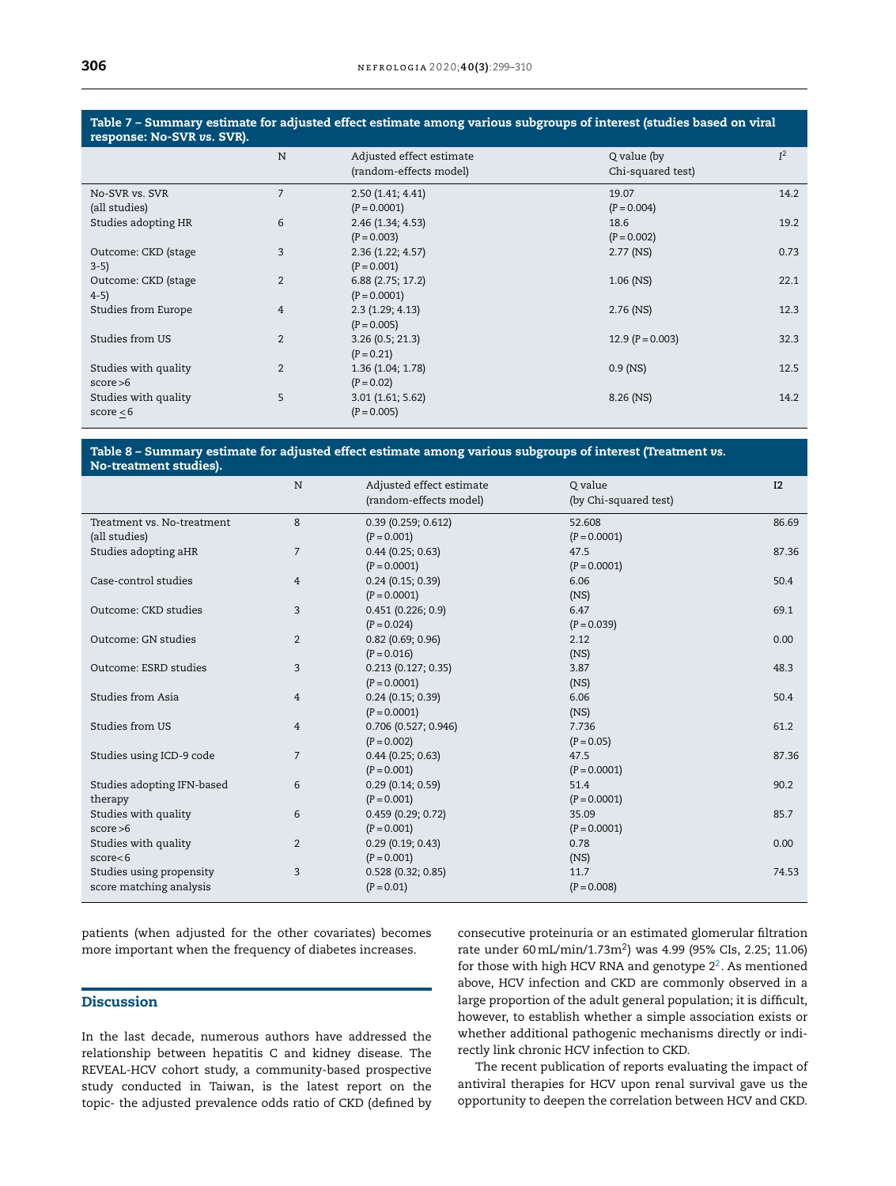**Table 7 – Summary estimate for adjusted effect estimate among various subgroups of interest (studies based on viral response: No-SVR *vs.* SVR).**

| | N | Adjusted effect estimate (random-effects model) | Q value (by Chi-squared test) | $I^2$ |
|---|---|---|---|---|
| No-SVR vs. SVR (all studies) | 7 | 2.50 (1.41; 4.41) (P = 0.0001) | 19.07 (P = 0.004) | 14.2 |
| Studies adopting HR | 6 | 2.46 (1.34; 4.53) (P = 0.003) | 18.6 (P = 0.002) | 19.2 |
| Outcome: CKD (stage 3-5) | 3 | 2.36 (1.22; 4.57) (P = 0.001) | 2.77 (NS) | 0.73 |
| Outcome: CKD (stage 4-5) | 2 | 6.88 (2.75; 17.2) (P = 0.0001) | 1.06 (NS) | 22.1 |
| Studies from Europe | 4 | 2.3 (1.29; 4.13) (P = 0.005) | 2.76 (NS) | 12.3 |
| Studies from US | 2 | 3.26 (0.5; 21.3) (P = 0.21) | 12.9 (P = 0.003) | 32.3 |
| Studies with quality score >6 | 2 | 1.36 (1.04; 1.78) (P = 0.02) | 0.9 (NS) | 12.5 |
| Studies with quality score ≤6 | 5 | 3.01 (1.61; 5.62) (P = 0.005) | 8.26 (NS) | 14.2 |

**Table 8 – Summary estimate for adjusted effect estimate among various subgroups of interest (Treatment *vs.* No-treatment studies).**

| | N | Adjusted effect estimate (random-effects model) | Q value (by Chi-squared test) | I2 |
|---|---|---|---|---|
| Treatment vs. No-treatment (all studies) | 8 | 0.39 (0.259; 0.612) (P = 0.001) | 52.608 (P = 0.0001) | 86.69 |
| Studies adopting aHR | 7 | 0.44 (0.25; 0.63) (P = 0.0001) | 47.5 (P = 0.0001) | 87.36 |
| Case-control studies | 4 | 0.24 (0.15; 0.39) (P = 0.0001) | 6.06 (NS) | 50.4 |
| Outcome: CKD studies | 3 | 0.451 (0.226; 0.9) (P = 0.024) | 6.47 (P = 0.039) | 69.1 |
| Outcome: GN studies | 2 | 0.82 (0.69; 0.96) (P = 0.016) | 2.12 (NS) | 0.00 |
| Outcome: ESRD studies | 3 | 0.213 (0.127; 0.35) (P = 0.0001) | 3.87 (NS) | 48.3 |
| Studies from Asia | 4 | 0.24 (0.15; 0.39) (P = 0.0001) | 6.06 (NS) | 50.4 |
| Studies from US | 4 | 0.706 (0.527; 0.946) (P = 0.002) | 7.736 (P = 0.05) | 61.2 |
| Studies using ICD-9 code | 7 | 0.44 (0.25; 0.63) (P = 0.001) | 47.5 (P = 0.0001) | 87.36 |
| Studies adopting IFN-based therapy | 6 | 0.29 (0.14; 0.59) (P = 0.001) | 51.4 (P = 0.0001) | 90.2 |
| Studies with quality score >6 | 6 | 0.459 (0.29; 0.72) (P = 0.001) | 35.09 (P = 0.0001) | 85.7 |
| Studies with quality score<6 | 2 | 0.29 (0.19; 0.43) (P = 0.001) | 0.78 (NS) | 0.00 |
| Studies using propensity score matching analysis | 3 | 0.528 (0.32; 0.85) (P = 0.01) | 11.7 (P = 0.008) | 74.53 |

patients (when adjusted for the other covariates) becomes more important when the frequency of diabetes increases.

## Discussion

In the last decade, numerous authors have addressed the relationship between hepatitis C and kidney disease. The REVEAL-HCV cohort study, a community-based prospective study conducted in Taiwan, is the latest report on the topic- the adjusted prevalence odds ratio of CKD (defined by consecutive proteinuria or an estimated glomerular filtration rate under 60 mL/min/1.73m$^2$) was 4.99 (95% CIs, 2.25; 11.06) for those with high HCV RNA and genotype 2[2]. As mentioned above, HCV infection and CKD are commonly observed in a large proportion of the adult general population; it is difficult, however, to establish whether a simple association exists or whether additional pathogenic mechanisms directly or indirectly link chronic HCV infection to CKD.

The recent publication of reports evaluating the impact of antiviral therapies for HCV upon renal survival gave us the opportunity to deepen the correlation between HCV and CKD.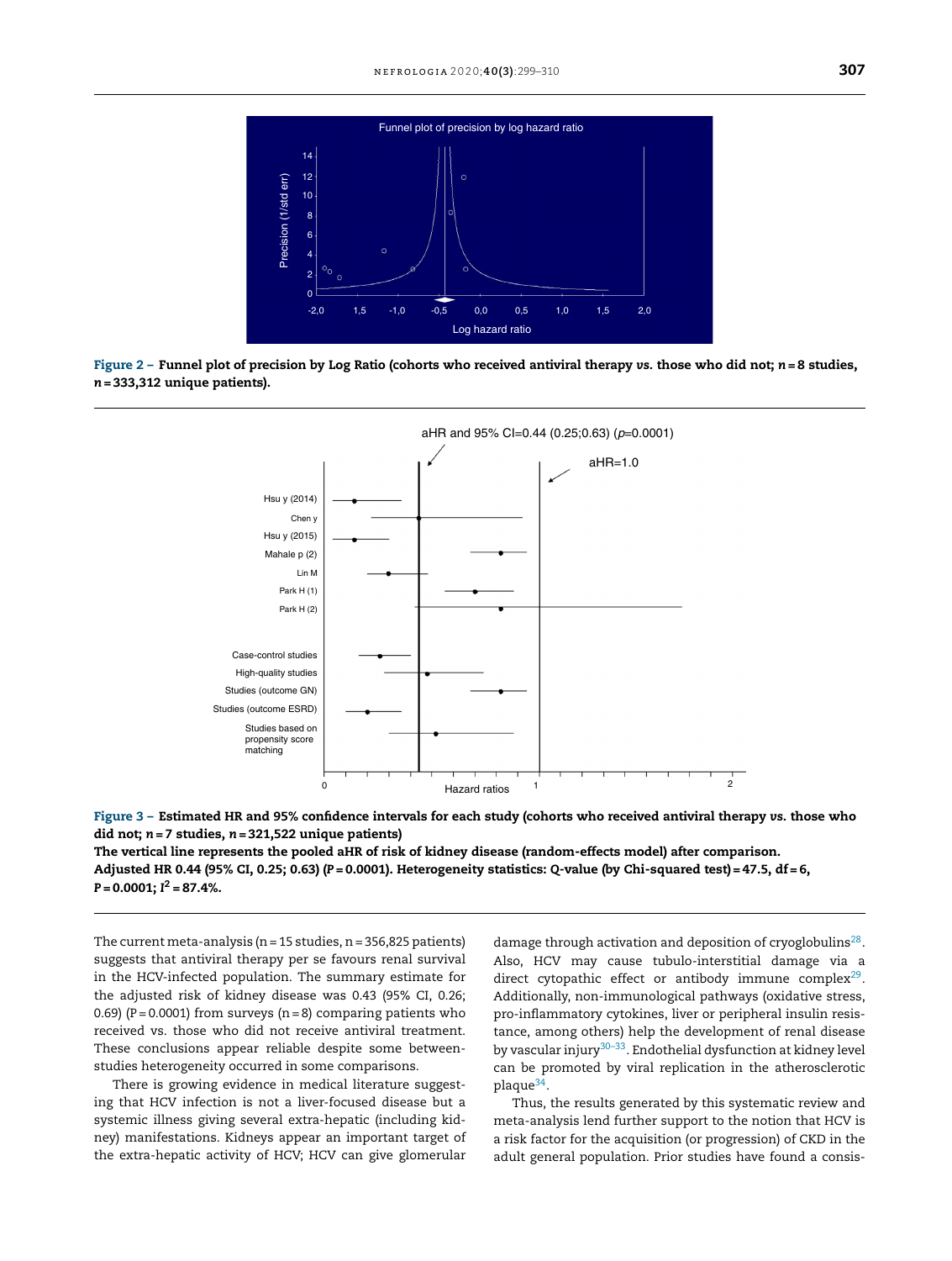Figure 2 – Funnel plot of precision by Log Ratio (cohorts who received antiviral therapy *vs.* those who did not; *n* = 8 studies, *n* = 333,312 unique patients).

Figure 3 – Estimated HR and 95% confidence intervals for each study (cohorts who received antiviral therapy *vs.* those who did not; *n* = 7 studies, *n* = 321,522 unique patients)

**The vertical line represents the pooled aHR of risk of kidney disease (random-effects model) after comparison. Adjusted HR 0.44 (95% CI, 0.25; 0.63) (P = 0.0001). Heterogeneity statistics: Q-value (by Chi-squared test) = 47.5, df = 6, P = 0.0001; $I^2$ = 87.4%.**

The current meta-analysis (n = 15 studies, n = 356,825 patients) suggests that antiviral therapy per se favours renal survival in the HCV-infected population. The summary estimate for the adjusted risk of kidney disease was 0.43 (95% CI, 0.26; 0.69) (P = 0.0001) from surveys (n = 8) comparing patients who received vs. those who did not receive antiviral treatment. These conclusions appear reliable despite some between-studies heterogeneity occurred in some comparisons.

There is growing evidence in medical literature suggesting that HCV infection is not a liver-focused disease but a systemic illness giving several extra-hepatic (including kidney) manifestations. Kidneys appear an important target of the extra-hepatic activity of HCV; HCV can give glomerular damage through activation and deposition of cryoglobulins[28]. Also, HCV may cause tubulo-interstitial damage via a direct cytopathic effect or antibody immune complex[29]. Additionally, non-immunological pathways (oxidative stress, pro-inflammatory cytokines, liver or peripheral insulin resistance, among others) help the development of renal disease by vascular injury[30–33]. Endothelial dysfunction at kidney level can be promoted by viral replication in the atherosclerotic plaque[34].

Thus, the results generated by this systematic review and meta-analysis lend further support to the notion that HCV is a risk factor for the acquisition (or progression) of CKD in the adult general population. Prior studies have found a consis-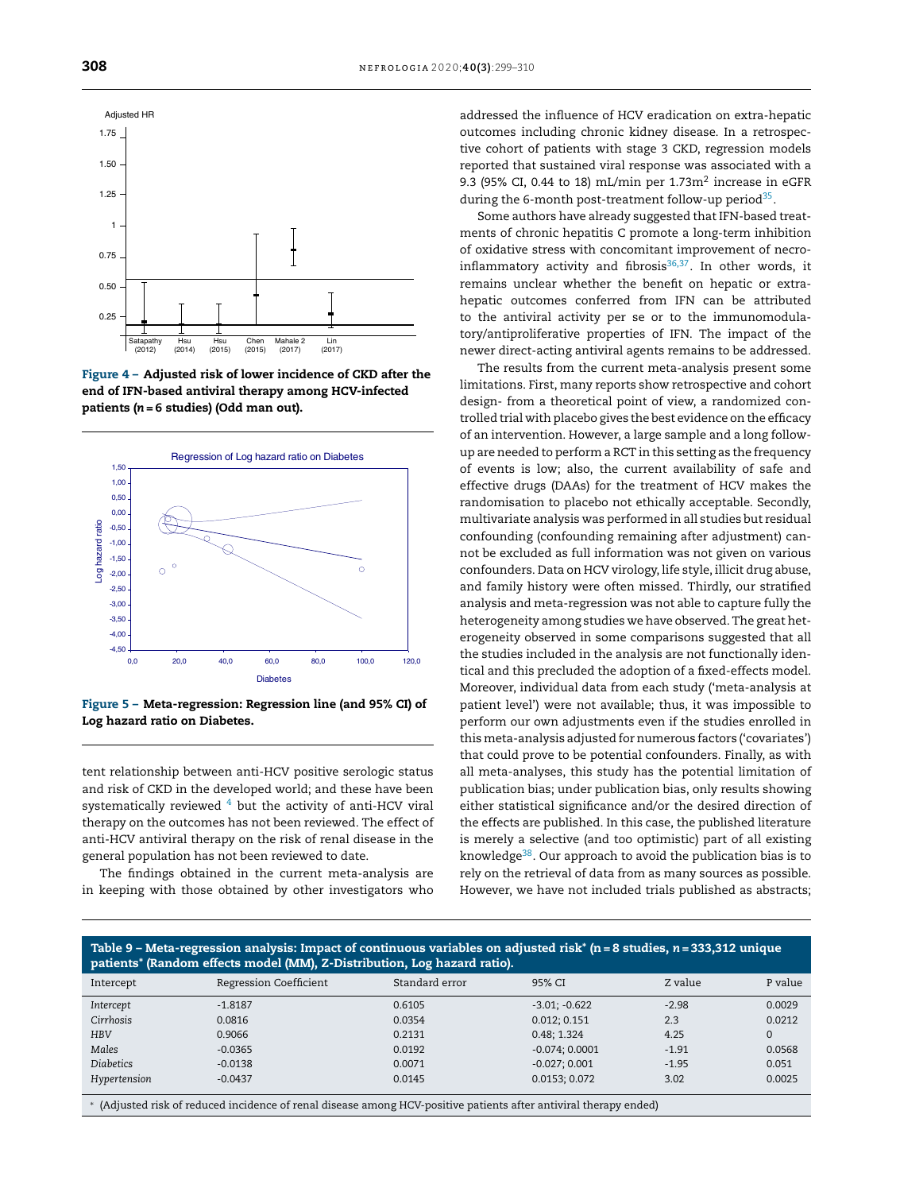Figure 4 – Adjusted risk of lower incidence of CKD after the end of IFN-based antiviral therapy among HCV-infected patients ($n = 6$ studies) (Odd man out).

Figure 5 – Meta-regression: Regression line (and 95% CI) of Log hazard ratio on Diabetes.

tent relationship between anti-HCV positive serologic status and risk of CKD in the developed world; and these have been systematically reviewed [4] but the activity of anti-HCV viral therapy on the outcomes has not been reviewed. The effect of anti-HCV antiviral therapy on the risk of renal disease in the general population has not been reviewed to date.

The findings obtained in the current meta-analysis are in keeping with those obtained by other investigators who addressed the influence of HCV eradication on extra-hepatic outcomes including chronic kidney disease. In a retrospective cohort of patients with stage 3 CKD, regression models reported that sustained viral response was associated with a 9.3 (95% CI, 0.44 to 18) mL/min per 1.73m$^2$ increase in eGFR during the 6-month post-treatment follow-up period[35].

Some authors have already suggested that IFN-based treatments of chronic hepatitis C promote a long-term inhibition of oxidative stress with concomitant improvement of necro-inflammatory activity and fibrosis[36,37]. In other words, it remains unclear whether the benefit on hepatic or extra-hepatic outcomes conferred from IFN can be attributed to the antiviral activity per se or to the immunomodulatory/antiproliferative properties of IFN. The impact of the newer direct-acting antiviral agents remains to be addressed.

The results from the current meta-analysis present some limitations. First, many reports show retrospective and cohort design- from a theoretical point of view, a randomized controlled trial with placebo gives the best evidence on the efficacy of an intervention. However, a large sample and a long follow-up are needed to perform a RCT in this setting as the frequency of events is low; also, the current availability of safe and effective drugs (DAAs) for the treatment of HCV makes the randomisation to placebo not ethically acceptable. Secondly, multivariate analysis was performed in all studies but residual confounding (confounding remaining after adjustment) cannot be excluded as full information was not given on various confounders. Data on HCV virology, life style, illicit drug abuse, and family history were often missed. Thirdly, our stratified analysis and meta-regression was not able to capture fully the heterogeneity among studies we have observed. The great heterogeneity observed in some comparisons suggested that all the studies included in the analysis are not functionally identical and this precluded the adoption of a fixed-effects model. Moreover, individual data from each study ('meta-analysis at patient level') were not available; thus, it was impossible to perform our own adjustments even if the studies enrolled in this meta-analysis adjusted for numerous factors ('covariates') that could prove to be potential confounders. Finally, as with all meta-analyses, this study has the potential limitation of publication bias; under publication bias, only results showing either statistical significance and/or the desired direction of the effects are published. In this case, the published literature is merely a selective (and too optimistic) part of all existing knowledge[38]. Our approach to avoid the publication bias is to rely on the retrieval of data from as many sources as possible. However, we have not included trials published as abstracts;

**Table 9 – Meta-regression analysis: Impact of continuous variables on adjusted risk* (n = 8 studies, n = 333,312 unique patients*) (Random effects model (MM), Z-Distribution, Log hazard ratio).**

| Intercept | Regression Coefficient | Standard error | 95% CI | Z value | P value |
|---|---|---|---|---|---|
| *Intercept* | -1.8187 | 0.6105 | -3.01; -0.622 | -2.98 | 0.0029 |
| *Cirrhosis* | 0.0816 | 0.0354 | 0.012; 0.151 | 2.3 | 0.0212 |
| *HBV* | 0.9066 | 0.2131 | 0.48; 1.324 | 4.25 | 0 |
| *Males* | -0.0365 | 0.0192 | -0.074; 0.0001 | -1.91 | 0.0568 |
| *Diabetics* | -0.0138 | 0.0071 | -0.027; 0.001 | -1.95 | 0.051 |
| *Hypertension* | -0.0437 | 0.0145 | 0.0153; 0.072 | 3.02 | 0.0025 |

* (Adjusted risk of reduced incidence of renal disease among HCV-positive patients after antiviral therapy ended)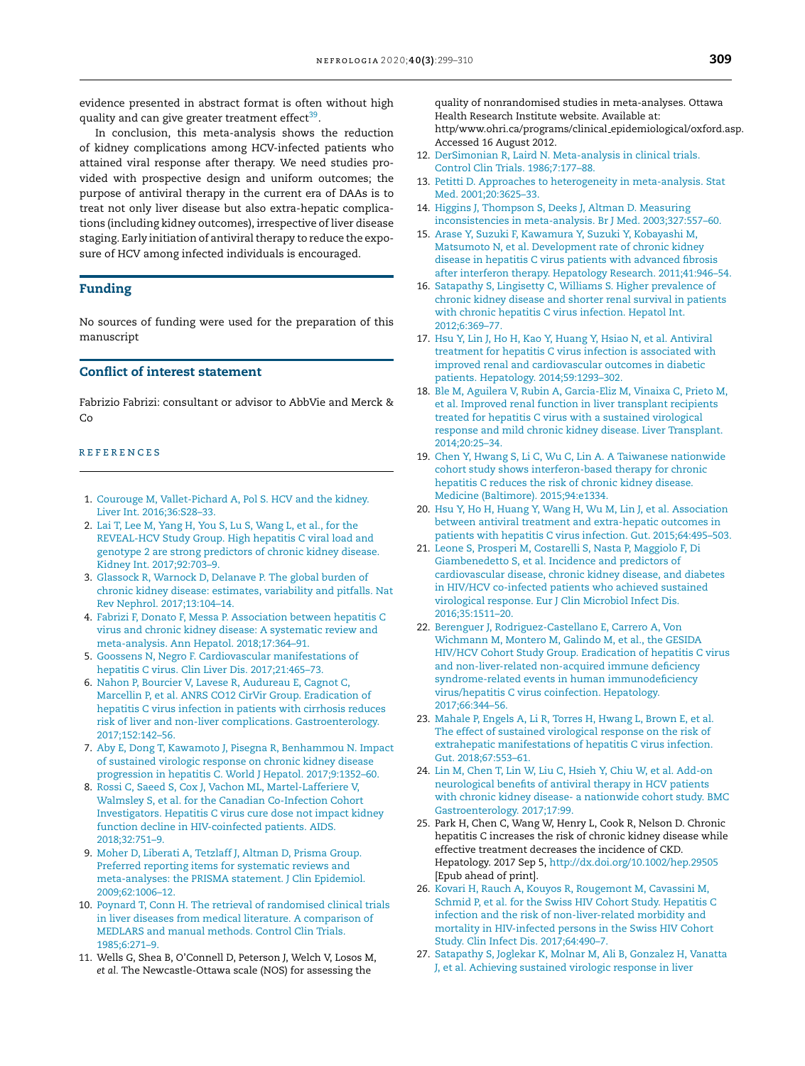evidence presented in abstract format is often without high quality and can give greater treatment effect[39].

In conclusion, this meta-analysis shows the reduction of kidney complications among HCV-infected patients who attained viral response after therapy. We need studies provided with prospective design and uniform outcomes; the purpose of antiviral therapy in the current era of DAAs is to treat not only liver disease but also extra-hepatic complications (including kidney outcomes), irrespective of liver disease staging. Early initiation of antiviral therapy to reduce the exposure of HCV among infected individuals is encouraged.

## Funding

No sources of funding were used for the preparation of this manuscript

## Conflict of interest statement

Fabrizio Fabrizi: consultant or advisor to AbbVie and Merck & Co

## REFERENCES

1. Courouge M, Vallet-Pichard A, Pol S. HCV and the kidney. Liver Int. 2016;36:S28–33.
2. Lai T, Lee M, Yang H, You S, Lu S, Wang L, et al., for the REVEAL-HCV Study Group. High hepatitis C viral load and genotype 2 are strong predictors of chronic kidney disease. Kidney Int. 2017;92:703–9.
3. Glassock R, Warnock D, Delanave P. The global burden of chronic kidney disease: estimates, variability and pitfalls. Nat Rev Nephrol. 2017;13:104–14.
4. Fabrizi F, Donato F, Messa P. Association between hepatitis C virus and chronic kidney disease: A systematic review and meta-analysis. Ann Hepatol. 2018;17:364–91.
5. Goossens N, Negro F. Cardiovascular manifestations of hepatitis C virus. Clin Liver Dis. 2017;21:465–73.
6. Nahon P, Bourcier V, Lavese R, Audureau E, Cagnot C, Marcellin P, et al. ANRS CO12 CirVir Group. Eradication of hepatitis C virus infection in patients with cirrhosis reduces risk of liver and non-liver complications. Gastroenterology. 2017;152:142–56.
7. Aby E, Dong T, Kawamoto J, Pisegna R, Benhammou N. Impact of sustained virologic response on chronic kidney disease progression in hepatitis C. World J Hepatol. 2017;9:1352–60.
8. Rossi C, Saeed S, Cox J, Vachon ML, Martel-Lafferiere V, Walmsley S, et al. for the Canadian Co-Infection Cohort Investigators. Hepatitis C virus cure dose not impact kidney function decline in HIV-coinfected patients. AIDS. 2018;32:751–9.
9. Moher D, Liberati A, Tetzlaff J, Altman D, Prisma Group. Preferred reporting items for systematic reviews and meta-analyses: the PRISMA statement. J Clin Epidemiol. 2009;62:1006–12.
10. Poynard T, Conn H. The retrieval of randomised clinical trials in liver diseases from medical literature. A comparison of MEDLARS and manual methods. Control Clin Trials. 1985;6:271–9.
11. Wells G, Shea B, O'Connell D, Peterson J, Welch V, Losos M, *et al*. The Newcastle-Ottawa scale (NOS) for assessing the quality of nonrandomised studies in meta-analyses. Ottawa Health Research Institute website. Available at: http/www.ohri.ca/programs/clinical_epidemiological/oxford.asp. Accessed 16 August 2012.
12. DerSimonian R, Laird N. Meta-analysis in clinical trials. Control Clin Trials. 1986;7:177–88.
13. Petitti D. Approaches to heterogeneity in meta-analysis. Stat Med. 2001;20:3625–33.
14. Higgins J, Thompson S, Deeks J, Altman D. Measuring inconsistencies in meta-analysis. Br J Med. 2003;327:557–60.
15. Arase Y, Suzuki F, Kawamura Y, Suzuki Y, Kobayashi M, Matsumoto N, et al. Development rate of chronic kidney disease in hepatitis C virus patients with advanced fibrosis after interferon therapy. Hepatology Research. 2011;41:946–54.
16. Satapathy S, Lingisetty C, Williams S. Higher prevalence of chronic kidney disease and shorter renal survival in patients with chronic hepatitis C virus infection. Hepatol Int. 2012;6:369–77.
17. Hsu Y, Lin J, Ho H, Kao Y, Huang Y, Hsiao N, et al. Antiviral treatment for hepatitis C virus infection is associated with improved renal and cardiovascular outcomes in diabetic patients. Hepatology. 2014;59:1293–302.
18. Ble M, Aguilera V, Rubin A, Garcia-Eliz M, Vinaixa C, Prieto M, et al. Improved renal function in liver transplant recipients treated for hepatitis C virus with a sustained virological response and mild chronic kidney disease. Liver Transplant. 2014;20:25–34.
19. Chen Y, Hwang S, Li C, Wu C, Lin A. A Taiwanese nationwide cohort study shows interferon-based therapy for chronic hepatitis C reduces the risk of chronic kidney disease. Medicine (Baltimore). 2015;94:e1334.
20. Hsu Y, Ho H, Huang Y, Wang H, Wu M, Lin J, et al. Association between antiviral treatment and extra-hepatic outcomes in patients with hepatitis C virus infection. Gut. 2015;64:495–503.
21. Leone S, Prosperi M, Costarelli S, Nasta P, Maggiolo F, Di Giambenedetto S, et al. Incidence and predictors of cardiovascular disease, chronic kidney disease, and diabetes in HIV/HCV co-infected patients who achieved sustained virological response. Eur J Clin Microbiol Infect Dis. 2016;35:1511–20.
22. Berenguer J, Rodriguez-Castellano E, Carrero A, Von Wichmann M, Montero M, Galindo M, et al., the GESIDA HIV/HCV Cohort Study Group. Eradication of hepatitis C virus and non-liver-related non-acquired immune deficiency syndrome-related events in human immunodeficiency virus/hepatitis C virus coinfection. Hepatology. 2017;66:344–56.
23. Mahale P, Engels A, Li R, Torres H, Hwang L, Brown E, et al. The effect of sustained virological response on the risk of extrahepatic manifestations of hepatitis C virus infection. Gut. 2018;67:553–61.
24. Lin M, Chen T, Lin W, Liu C, Hsieh Y, Chiu W, et al. Add-on neurological benefits of antiviral therapy in HCV patients with chronic kidney disease- a nationwide cohort study. BMC Gastroenterology. 2017;17:99.
25. Park H, Chen C, Wang W, Henry L, Cook R, Nelson D. Chronic hepatitis C increases the risk of chronic kidney disease while effective treatment decreases the incidence of CKD. Hepatology. 2017 Sep 5, http://dx.doi.org/10.1002/hep.29505 [Epub ahead of print].
26. Kovari H, Rauch A, Kouyos R, Rougemont M, Cavassini M, Schmid P, et al. for the Swiss HIV Cohort Study. Hepatitis C infection and the risk of non-liver-related morbidity and mortality in HIV-infected persons in the Swiss HIV Cohort Study. Clin Infect Dis. 2017;64:490–7.
27. Satapathy S, Joglekar K, Molnar M, Ali B, Gonzalez H, Vanatta J, et al. Achieving sustained virologic response in liver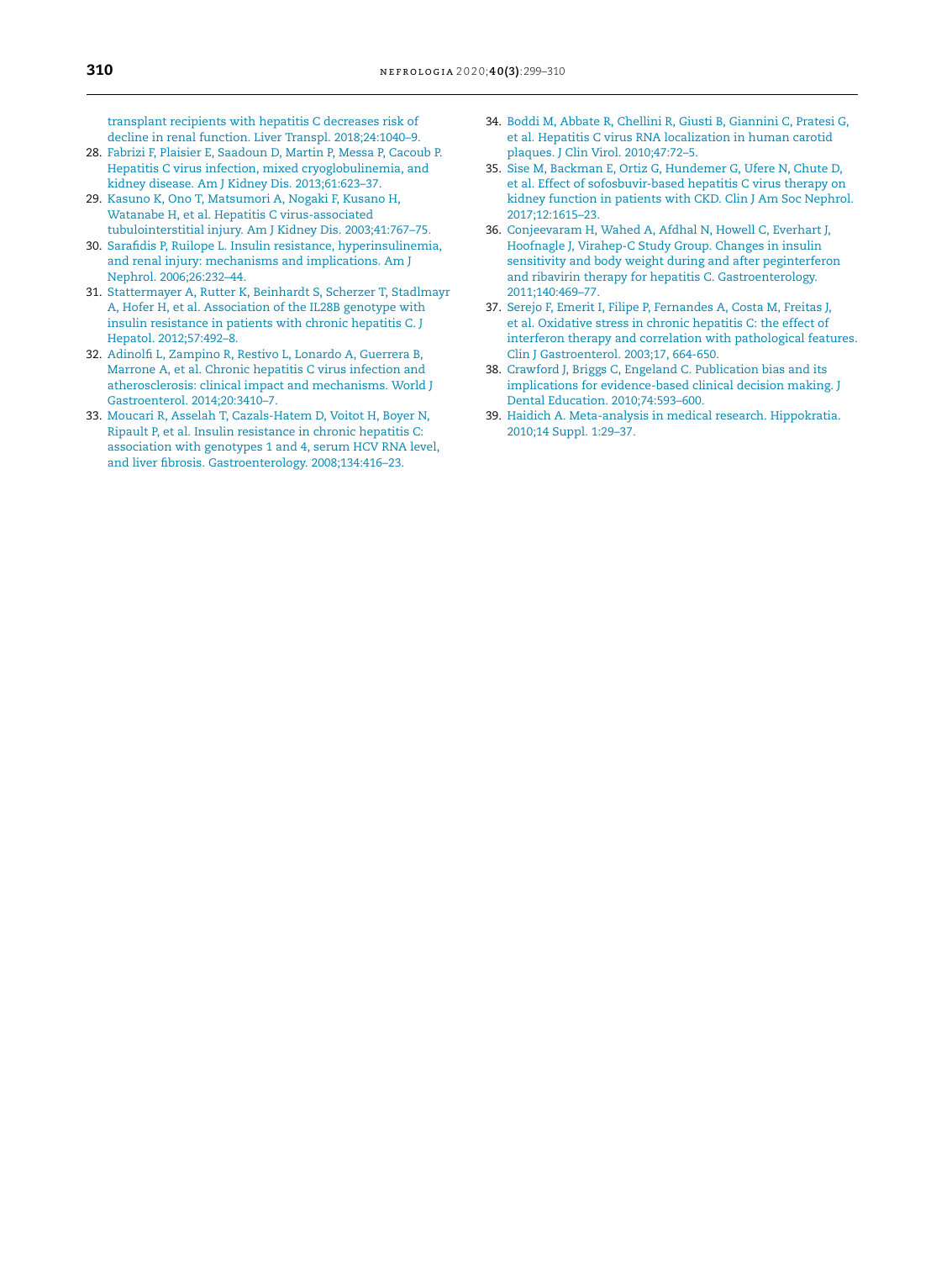transplant recipients with hepatitis C decreases risk of decline in renal function. Liver Transpl. 2018;24:1040–9.

28. Fabrizi F, Plaisier E, Saadoun D, Martin P, Messa P, Cacoub P. Hepatitis C virus infection, mixed cryoglobulinemia, and kidney disease. Am J Kidney Dis. 2013;61:623–37.
29. Kasuno K, Ono T, Matsumori A, Nogaki F, Kusano H, Watanabe H, et al. Hepatitis C virus-associated tubulointerstitial injury. Am J Kidney Dis. 2003;41:767–75.
30. Sarafidis P, Ruilope L. Insulin resistance, hyperinsulinemia, and renal injury: mechanisms and implications. Am J Nephrol. 2006;26:232–44.
31. Stattermayer A, Rutter K, Beinhardt S, Scherzer T, Stadlmayr A, Hofer H, et al. Association of the IL28B genotype with insulin resistance in patients with chronic hepatitis C. J Hepatol. 2012;57:492–8.
32. Adinolfi L, Zampino R, Restivo L, Lonardo A, Guerrera B, Marrone A, et al. Chronic hepatitis C virus infection and atherosclerosis: clinical impact and mechanisms. World J Gastroenterol. 2014;20:3410–7.
33. Moucari R, Asselah T, Cazals-Hatem D, Voitot H, Boyer N, Ripault P, et al. Insulin resistance in chronic hepatitis C: association with genotypes 1 and 4, serum HCV RNA level, and liver fibrosis. Gastroenterology. 2008;134:416–23.
34. Boddi M, Abbate R, Chellini R, Giusti B, Giannini C, Pratesi G, et al. Hepatitis C virus RNA localization in human carotid plaques. J Clin Virol. 2010;47:72–5.
35. Sise M, Backman E, Ortiz G, Hundemer G, Ufere N, Chute D, et al. Effect of sofosbuvir-based hepatitis C virus therapy on kidney function in patients with CKD. Clin J Am Soc Nephrol. 2017;12:1615–23.
36. Conjeevaram H, Wahed A, Afdhal N, Howell C, Everhart J, Hoofnagle J, Virahep-C Study Group. Changes in insulin sensitivity and body weight during and after peginterferon and ribavirin therapy for hepatitis C. Gastroenterology. 2011;140:469–77.
37. Serejo F, Emerit I, Filipe P, Fernandes A, Costa M, Freitas J, et al. Oxidative stress in chronic hepatitis C: the effect of interferon therapy and correlation with pathological features. Clin J Gastroenterol. 2003;17, 664-650.
38. Crawford J, Briggs C, Engeland C. Publication bias and its implications for evidence-based clinical decision making. J Dental Education. 2010;74:593–600.
39. Haidich A. Meta-analysis in medical research. Hippokratia. 2010;14 Suppl. 1:29–37.